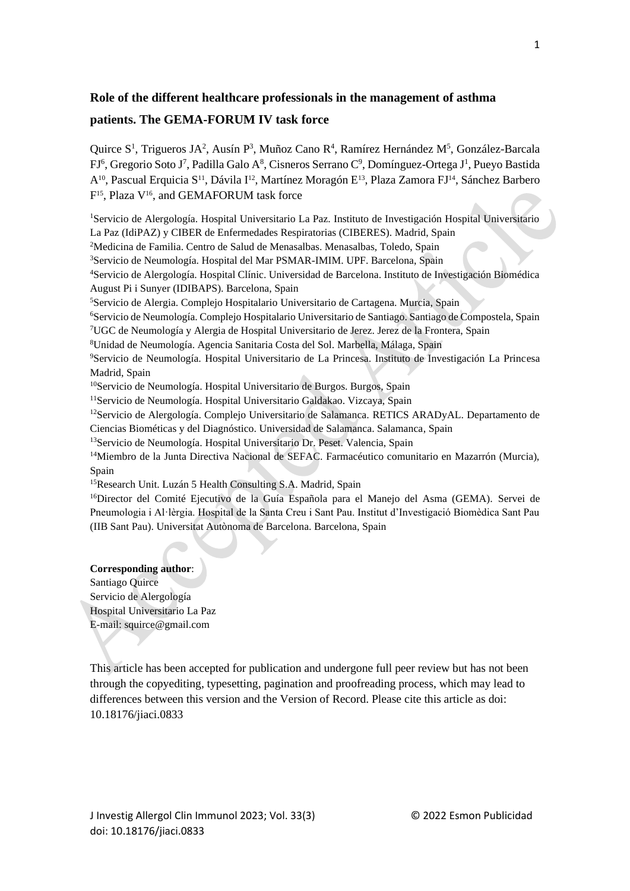# Role of the different healthcare professionals in the management of asthma patients. The GEMA-FORUM IV task force

Quirce S[1], Trigueros JA[2], Ausín P[3], Muñoz Cano R[4], Ramírez Hernández M[5], González-Barcala FJ[6], Gregorio Soto J[7], Padilla Galo A[8], Cisneros Serrano C[9], Domínguez-Ortega J[1], Pueyo Bastida A[10], Pascual Erquicia S[11], Dávila I[12], Martínez Moragón E[13], Plaza Zamora FJ[14], Sánchez Barbero F[15], Plaza V[16], and GEMAFORUM task force

[1]Servicio de Alergología. Hospital Universitario La Paz. Instituto de Investigación Hospital Universitario La Paz (IdiPAZ) y CIBER de Enfermedades Respiratorias (CIBERES). Madrid, Spain
[2]Medicina de Familia. Centro de Salud de Menasalbas. Menasalbas, Toledo, Spain
[3]Servicio de Neumología. Hospital del Mar PSMAR-IMIM. UPF. Barcelona, Spain
[4]Servicio de Alergología. Hospital Clínic. Universidad de Barcelona. Instituto de Investigación Biomédica August Pi i Sunyer (IDIBAPS). Barcelona, Spain
[5]Servicio de Alergia. Complejo Hospitalario Universitario de Cartagena. Murcia, Spain
[6]Servicio de Neumología. Complejo Hospitalario Universitario de Santiago. Santiago de Compostela, Spain
[7]UGC de Neumología y Alergia de Hospital Universitario de Jerez. Jerez de la Frontera, Spain
[8]Unidad de Neumología. Agencia Sanitaria Costa del Sol. Marbella, Málaga, Spain
[9]Servicio de Neumología. Hospital Universitario de La Princesa. Instituto de Investigación La Princesa Madrid, Spain
[10]Servicio de Neumología. Hospital Universitario de Burgos. Burgos, Spain
[11]Servicio de Neumología. Hospital Universitario Galdakao. Vizcaya, Spain
[12]Servicio de Alergología. Complejo Universitario de Salamanca. RETICS ARADyAL. Departamento de Ciencias Biométicas y del Diagnóstico. Universidad de Salamanca. Salamanca, Spain
[13]Servicio de Neumología. Hospital Universitario Dr. Peset. Valencia, Spain
[14]Miembro de la Junta Directiva Nacional de SEFAC. Farmacéutico comunitario en Mazarrón (Murcia), Spain
[15]Research Unit. Luzán 5 Health Consulting S.A. Madrid, Spain
[16]Director del Comité Ejecutivo de la Guía Española para el Manejo del Asma (GEMA). Servei de Pneumologia i Al·lèrgia. Hospital de la Santa Creu i Sant Pau. Institut d'Investigació Biomèdica Sant Pau (IIB Sant Pau). Universitat Autònoma de Barcelona. Barcelona, Spain

**Corresponding author**:
Santiago Quirce
Servicio de Alergología
Hospital Universitario La Paz
E-mail: squirce@gmail.com

This article has been accepted for publication and undergone full peer review but has not been through the copyediting, typesetting, pagination and proofreading process, which may lead to differences between this version and the Version of Record. Please cite this article as doi: 10.18176/jiaci.0833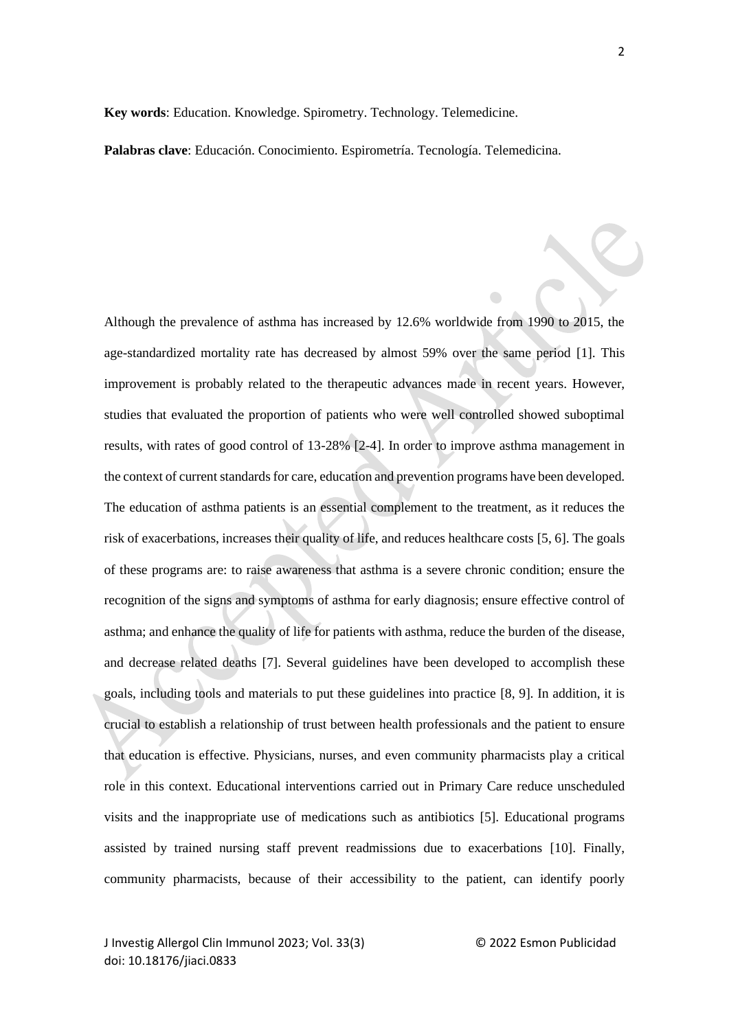**Key words**: Education. Knowledge. Spirometry. Technology. Telemedicine.

**Palabras clave**: Educación. Conocimiento. Espirometría. Tecnología. Telemedicina.

Although the prevalence of asthma has increased by 12.6% worldwide from 1990 to 2015, the age-standardized mortality rate has decreased by almost 59% over the same period [1]. This improvement is probably related to the therapeutic advances made in recent years. However, studies that evaluated the proportion of patients who were well controlled showed suboptimal results, with rates of good control of 13-28% [2-4]. In order to improve asthma management in the context of current standards for care, education and prevention programs have been developed. The education of asthma patients is an essential complement to the treatment, as it reduces the risk of exacerbations, increases their quality of life, and reduces healthcare costs [5, 6]. The goals of these programs are: to raise awareness that asthma is a severe chronic condition; ensure the recognition of the signs and symptoms of asthma for early diagnosis; ensure effective control of asthma; and enhance the quality of life for patients with asthma, reduce the burden of the disease, and decrease related deaths [7]. Several guidelines have been developed to accomplish these goals, including tools and materials to put these guidelines into practice [8, 9]. In addition, it is crucial to establish a relationship of trust between health professionals and the patient to ensure that education is effective. Physicians, nurses, and even community pharmacists play a critical role in this context. Educational interventions carried out in Primary Care reduce unscheduled visits and the inappropriate use of medications such as antibiotics [5]. Educational programs assisted by trained nursing staff prevent readmissions due to exacerbations [10]. Finally, community pharmacists, because of their accessibility to the patient, can identify poorly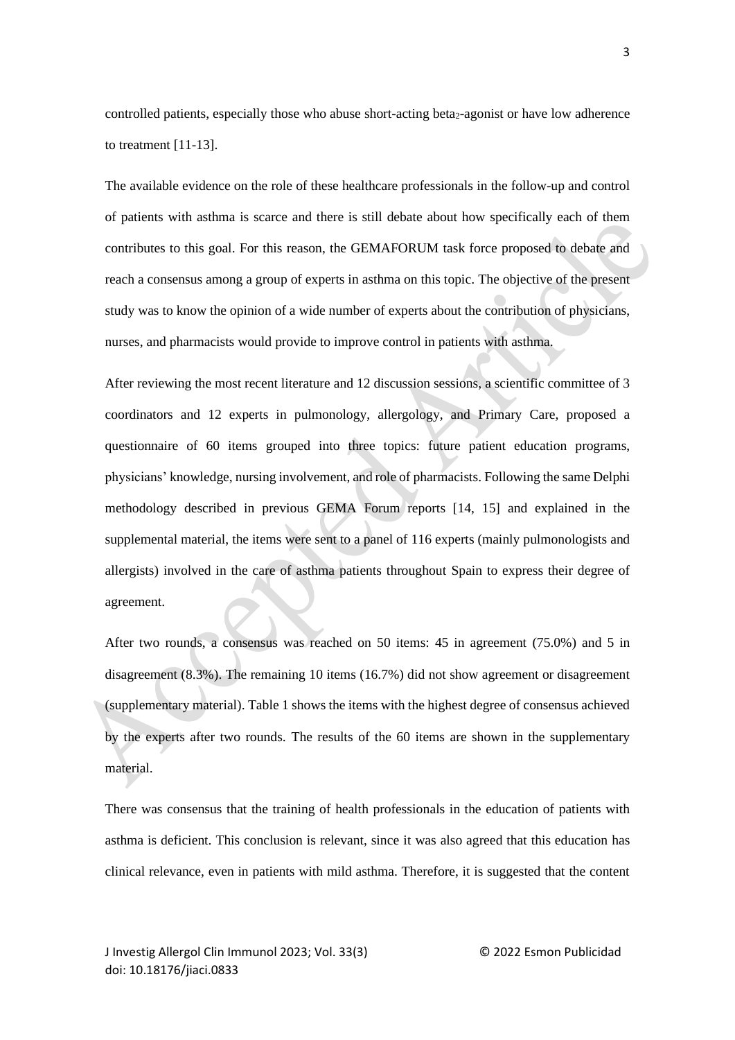controlled patients, especially those who abuse short-acting beta$_2$-agonist or have low adherence to treatment [11-13].

The available evidence on the role of these healthcare professionals in the follow-up and control of patients with asthma is scarce and there is still debate about how specifically each of them contributes to this goal. For this reason, the GEMAFORUM task force proposed to debate and reach a consensus among a group of experts in asthma on this topic. The objective of the present study was to know the opinion of a wide number of experts about the contribution of physicians, nurses, and pharmacists would provide to improve control in patients with asthma.

After reviewing the most recent literature and 12 discussion sessions, a scientific committee of 3 coordinators and 12 experts in pulmonology, allergology, and Primary Care, proposed a questionnaire of 60 items grouped into three topics: future patient education programs, physicians' knowledge, nursing involvement, and role of pharmacists. Following the same Delphi methodology described in previous GEMA Forum reports [14, 15] and explained in the supplemental material, the items were sent to a panel of 116 experts (mainly pulmonologists and allergists) involved in the care of asthma patients throughout Spain to express their degree of agreement.

After two rounds, a consensus was reached on 50 items: 45 in agreement (75.0%) and 5 in disagreement (8.3%). The remaining 10 items (16.7%) did not show agreement or disagreement (supplementary material). Table 1 shows the items with the highest degree of consensus achieved by the experts after two rounds. The results of the 60 items are shown in the supplementary material.

There was consensus that the training of health professionals in the education of patients with asthma is deficient. This conclusion is relevant, since it was also agreed that this education has clinical relevance, even in patients with mild asthma. Therefore, it is suggested that the content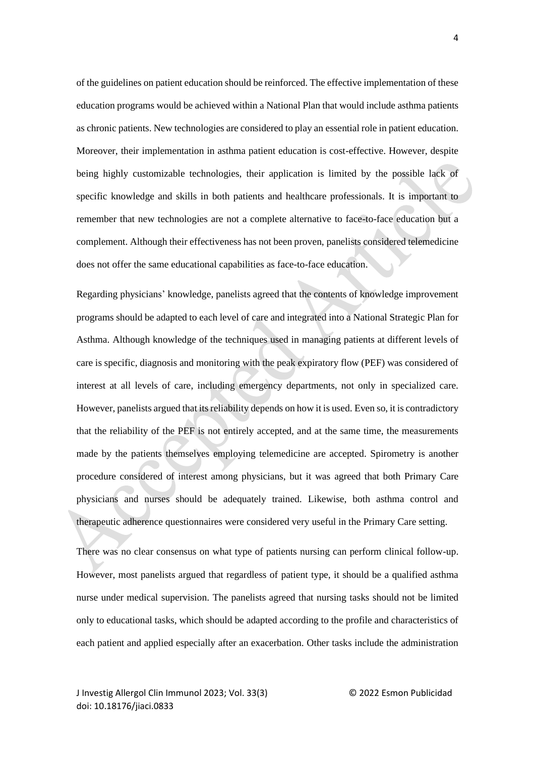of the guidelines on patient education should be reinforced. The effective implementation of these education programs would be achieved within a National Plan that would include asthma patients as chronic patients. New technologies are considered to play an essential role in patient education. Moreover, their implementation in asthma patient education is cost-effective. However, despite being highly customizable technologies, their application is limited by the possible lack of specific knowledge and skills in both patients and healthcare professionals. It is important to remember that new technologies are not a complete alternative to face-to-face education but a complement. Although their effectiveness has not been proven, panelists considered telemedicine does not offer the same educational capabilities as face-to-face education.

Regarding physicians' knowledge, panelists agreed that the contents of knowledge improvement programs should be adapted to each level of care and integrated into a National Strategic Plan for Asthma. Although knowledge of the techniques used in managing patients at different levels of care is specific, diagnosis and monitoring with the peak expiratory flow (PEF) was considered of interest at all levels of care, including emergency departments, not only in specialized care. However, panelists argued that its reliability depends on how it is used. Even so, it is contradictory that the reliability of the PEF is not entirely accepted, and at the same time, the measurements made by the patients themselves employing telemedicine are accepted. Spirometry is another procedure considered of interest among physicians, but it was agreed that both Primary Care physicians and nurses should be adequately trained. Likewise, both asthma control and therapeutic adherence questionnaires were considered very useful in the Primary Care setting.

There was no clear consensus on what type of patients nursing can perform clinical follow-up. However, most panelists argued that regardless of patient type, it should be a qualified asthma nurse under medical supervision. The panelists agreed that nursing tasks should not be limited only to educational tasks, which should be adapted according to the profile and characteristics of each patient and applied especially after an exacerbation. Other tasks include the administration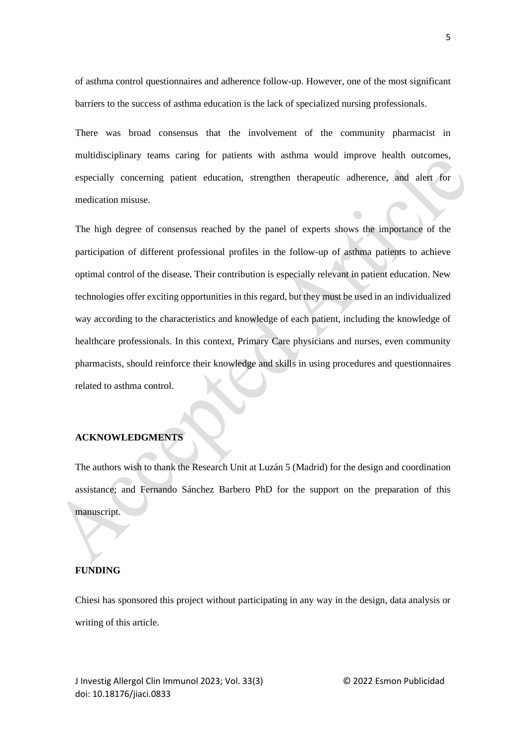of asthma control questionnaires and adherence follow-up. However, one of the most significant barriers to the success of asthma education is the lack of specialized nursing professionals.

There was broad consensus that the involvement of the community pharmacist in multidisciplinary teams caring for patients with asthma would improve health outcomes, especially concerning patient education, strengthen therapeutic adherence, and alert for medication misuse.

The high degree of consensus reached by the panel of experts shows the importance of the participation of different professional profiles in the follow-up of asthma patients to achieve optimal control of the disease. Their contribution is especially relevant in patient education. New technologies offer exciting opportunities in this regard, but they must be used in an individualized way according to the characteristics and knowledge of each patient, including the knowledge of healthcare professionals. In this context, Primary Care physicians and nurses, even community pharmacists, should reinforce their knowledge and skills in using procedures and questionnaires related to asthma control.

## ACKNOWLEDGMENTS

The authors wish to thank the Research Unit at Luzán 5 (Madrid) for the design and coordination assistance; and Fernando Sánchez Barbero PhD for the support on the preparation of this manuscript.

## FUNDING

Chiesi has sponsored this project without participating in any way in the design, data analysis or writing of this article.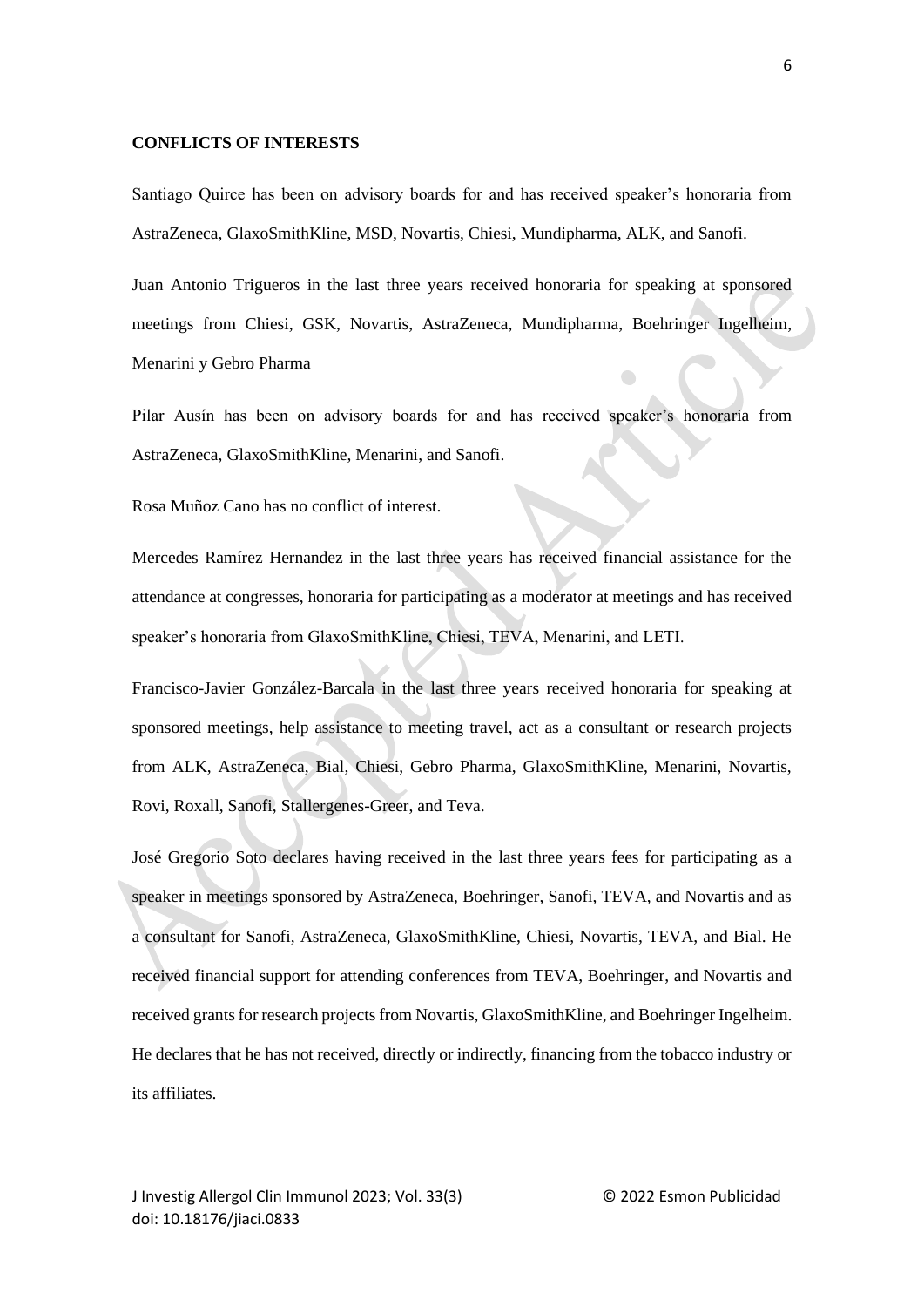**CONFLICTS OF INTERESTS**

Santiago Quirce has been on advisory boards for and has received speaker's honoraria from AstraZeneca, GlaxoSmithKline, MSD, Novartis, Chiesi, Mundipharma, ALK, and Sanofi.

Juan Antonio Trigueros in the last three years received honoraria for speaking at sponsored meetings from Chiesi, GSK, Novartis, AstraZeneca, Mundipharma, Boehringer Ingelheim, Menarini y Gebro Pharma

Pilar Ausín has been on advisory boards for and has received speaker's honoraria from AstraZeneca, GlaxoSmithKline, Menarini, and Sanofi.

Rosa Muñoz Cano has no conflict of interest.

Mercedes Ramírez Hernandez in the last three years has received financial assistance for the attendance at congresses, honoraria for participating as a moderator at meetings and has received speaker's honoraria from GlaxoSmithKline, Chiesi, TEVA, Menarini, and LETI.

Francisco-Javier González-Barcala in the last three years received honoraria for speaking at sponsored meetings, help assistance to meeting travel, act as a consultant or research projects from ALK, AstraZeneca, Bial, Chiesi, Gebro Pharma, GlaxoSmithKline, Menarini, Novartis, Rovi, Roxall, Sanofi, Stallergenes-Greer, and Teva.

José Gregorio Soto declares having received in the last three years fees for participating as a speaker in meetings sponsored by AstraZeneca, Boehringer, Sanofi, TEVA, and Novartis and as a consultant for Sanofi, AstraZeneca, GlaxoSmithKline, Chiesi, Novartis, TEVA, and Bial. He received financial support for attending conferences from TEVA, Boehringer, and Novartis and received grants for research projects from Novartis, GlaxoSmithKline, and Boehringer Ingelheim. He declares that he has not received, directly or indirectly, financing from the tobacco industry or its affiliates.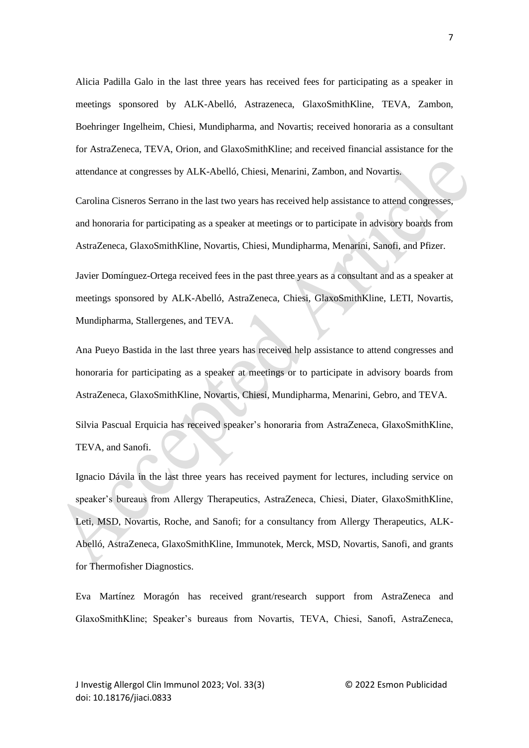Alicia Padilla Galo in the last three years has received fees for participating as a speaker in meetings sponsored by ALK-Abelló, Astrazeneca, GlaxoSmithKline, TEVA, Zambon, Boehringer Ingelheim, Chiesi, Mundipharma, and Novartis; received honoraria as a consultant for AstraZeneca, TEVA, Orion, and GlaxoSmithKline; and received financial assistance for the attendance at congresses by ALK-Abelló, Chiesi, Menarini, Zambon, and Novartis.

Carolina Cisneros Serrano in the last two years has received help assistance to attend congresses, and honoraria for participating as a speaker at meetings or to participate in advisory boards from AstraZeneca, GlaxoSmithKline, Novartis, Chiesi, Mundipharma, Menarini, Sanofi, and Pfizer.

Javier Domínguez-Ortega received fees in the past three years as a consultant and as a speaker at meetings sponsored by ALK-Abelló, AstraZeneca, Chiesi, GlaxoSmithKline, LETI, Novartis, Mundipharma, Stallergenes, and TEVA.

Ana Pueyo Bastida in the last three years has received help assistance to attend congresses and honoraria for participating as a speaker at meetings or to participate in advisory boards from AstraZeneca, GlaxoSmithKline, Novartis, Chiesi, Mundipharma, Menarini, Gebro, and TEVA.

Silvia Pascual Erquicia has received speaker's honoraria from AstraZeneca, GlaxoSmithKline, TEVA, and Sanofi.

Ignacio Dávila in the last three years has received payment for lectures, including service on speaker's bureaus from Allergy Therapeutics, AstraZeneca, Chiesi, Diater, GlaxoSmithKline, Leti, MSD, Novartis, Roche, and Sanofi; for a consultancy from Allergy Therapeutics, ALK-Abelló, AstraZeneca, GlaxoSmithKline, Immunotek, Merck, MSD, Novartis, Sanofi, and grants for Thermofisher Diagnostics.

Eva Martínez Moragón has received grant/research support from AstraZeneca and GlaxoSmithKline; Speaker's bureaus from Novartis, TEVA, Chiesi, Sanofi, AstraZeneca,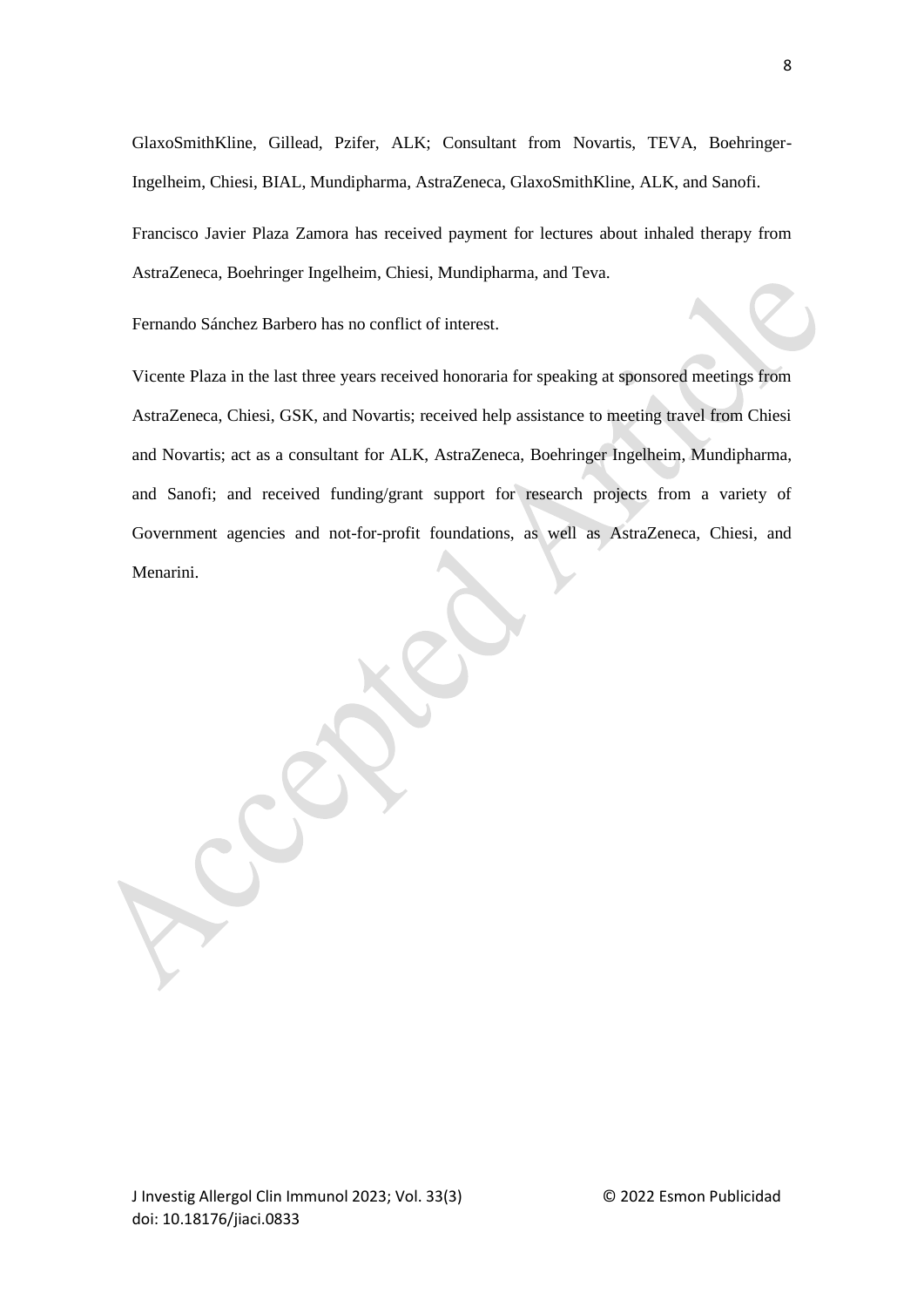GlaxoSmithKline, Gillead, Pzifer, ALK; Consultant from Novartis, TEVA, Boehringer-Ingelheim, Chiesi, BIAL, Mundipharma, AstraZeneca, GlaxoSmithKline, ALK, and Sanofi.

Francisco Javier Plaza Zamora has received payment for lectures about inhaled therapy from AstraZeneca, Boehringer Ingelheim, Chiesi, Mundipharma, and Teva.

Fernando Sánchez Barbero has no conflict of interest.

Vicente Plaza in the last three years received honoraria for speaking at sponsored meetings from AstraZeneca, Chiesi, GSK, and Novartis; received help assistance to meeting travel from Chiesi and Novartis; act as a consultant for ALK, AstraZeneca, Boehringer Ingelheim, Mundipharma, and Sanofi; and received funding/grant support for research projects from a variety of Government agencies and not-for-profit foundations, as well as AstraZeneca, Chiesi, and Menarini.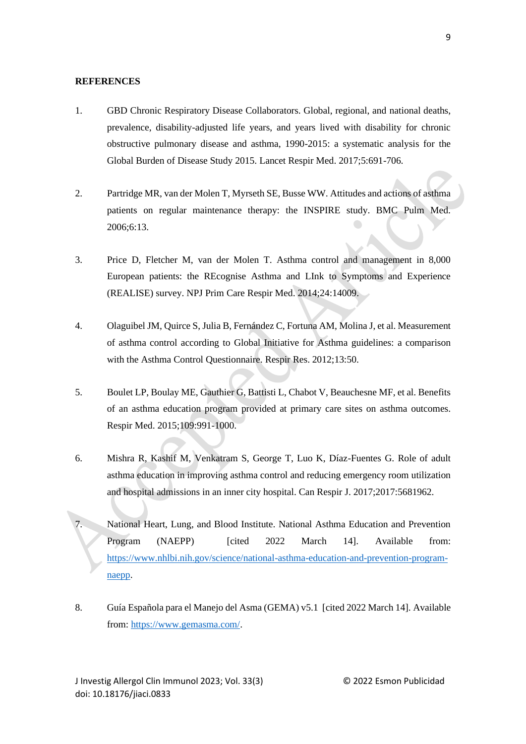**REFERENCES**

1. GBD Chronic Respiratory Disease Collaborators. Global, regional, and national deaths, prevalence, disability-adjusted life years, and years lived with disability for chronic obstructive pulmonary disease and asthma, 1990-2015: a systematic analysis for the Global Burden of Disease Study 2015. Lancet Respir Med. 2017;5:691-706.

2. Partridge MR, van der Molen T, Myrseth SE, Busse WW. Attitudes and actions of asthma patients on regular maintenance therapy: the INSPIRE study. BMC Pulm Med. 2006;6:13.

3. Price D, Fletcher M, van der Molen T. Asthma control and management in 8,000 European patients: the REcognise Asthma and LInk to Symptoms and Experience (REALISE) survey. NPJ Prim Care Respir Med. 2014;24:14009.

4. Olaguibel JM, Quirce S, Julia B, Fernández C, Fortuna AM, Molina J, et al. Measurement of asthma control according to Global Initiative for Asthma guidelines: a comparison with the Asthma Control Questionnaire. Respir Res. 2012;13:50.

5. Boulet LP, Boulay ME, Gauthier G, Battisti L, Chabot V, Beauchesne MF, et al. Benefits of an asthma education program provided at primary care sites on asthma outcomes. Respir Med. 2015;109:991-1000.

6. Mishra R, Kashif M, Venkatram S, George T, Luo K, Díaz-Fuentes G. Role of adult asthma education in improving asthma control and reducing emergency room utilization and hospital admissions in an inner city hospital. Can Respir J. 2017;2017:5681962.

7. National Heart, Lung, and Blood Institute. National Asthma Education and Prevention Program (NAEPP) [cited 2022 March 14]. Available from: https://www.nhlbi.nih.gov/science/national-asthma-education-and-prevention-program-naepp.

8. Guía Española para el Manejo del Asma (GEMA) v5.1 [cited 2022 March 14]. Available from: https://www.gemasma.com/.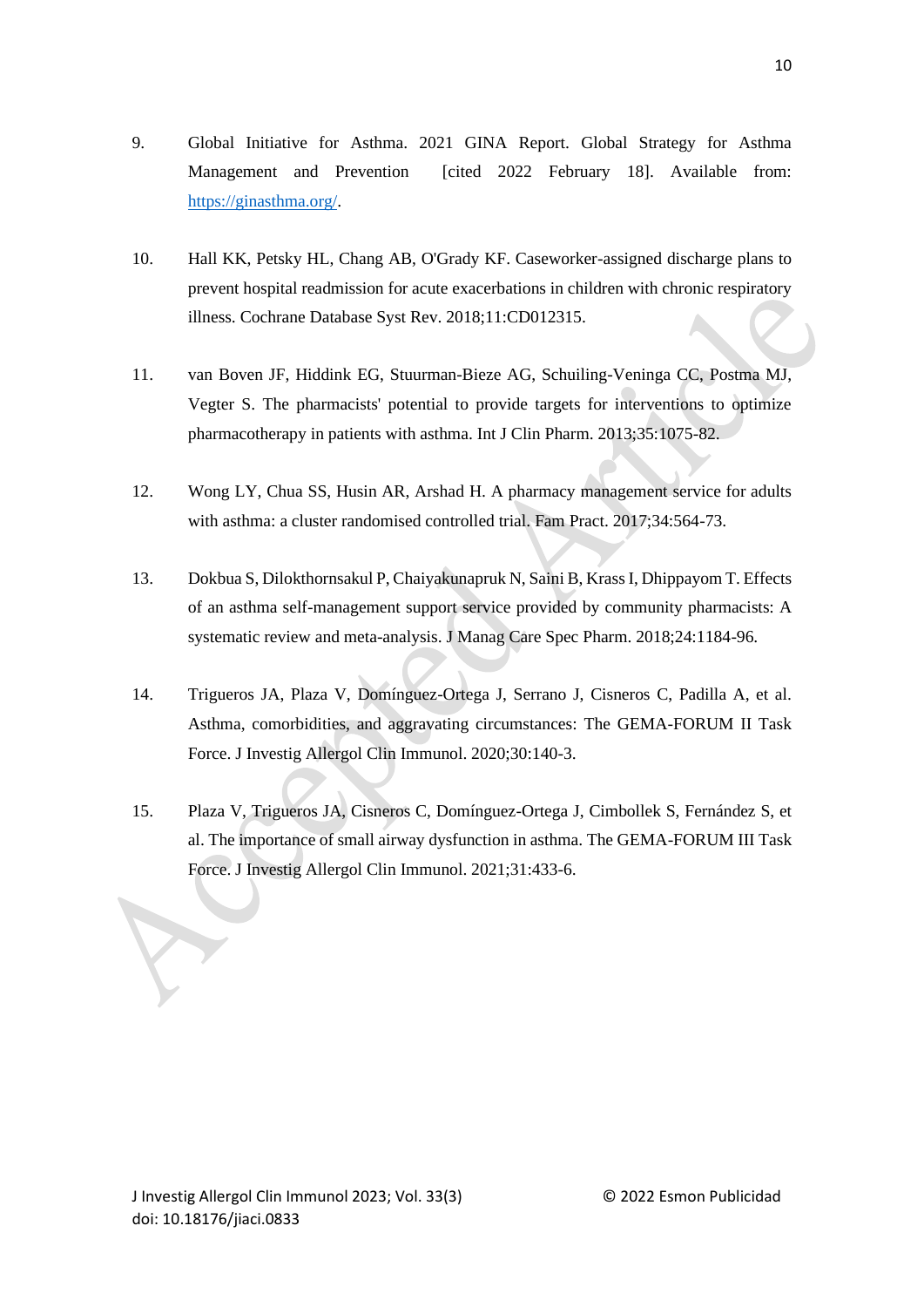9. Global Initiative for Asthma. 2021 GINA Report. Global Strategy for Asthma Management and Prevention [cited 2022 February 18]. Available from: https://ginasthma.org/.

10. Hall KK, Petsky HL, Chang AB, O'Grady KF. Caseworker-assigned discharge plans to prevent hospital readmission for acute exacerbations in children with chronic respiratory illness. Cochrane Database Syst Rev. 2018;11:CD012315.

11. van Boven JF, Hiddink EG, Stuurman-Bieze AG, Schuiling-Veninga CC, Postma MJ, Vegter S. The pharmacists' potential to provide targets for interventions to optimize pharmacotherapy in patients with asthma. Int J Clin Pharm. 2013;35:1075-82.

12. Wong LY, Chua SS, Husin AR, Arshad H. A pharmacy management service for adults with asthma: a cluster randomised controlled trial. Fam Pract. 2017;34:564-73.

13. Dokbua S, Dilokthornsakul P, Chaiyakunapruk N, Saini B, Krass I, Dhippayom T. Effects of an asthma self-management support service provided by community pharmacists: A systematic review and meta-analysis. J Manag Care Spec Pharm. 2018;24:1184-96.

14. Trigueros JA, Plaza V, Domínguez-Ortega J, Serrano J, Cisneros C, Padilla A, et al. Asthma, comorbidities, and aggravating circumstances: The GEMA-FORUM II Task Force. J Investig Allergol Clin Immunol. 2020;30:140-3.

15. Plaza V, Trigueros JA, Cisneros C, Domínguez-Ortega J, Cimbollek S, Fernández S, et al. The importance of small airway dysfunction in asthma. The GEMA-FORUM III Task Force. J Investig Allergol Clin Immunol. 2021;31:433-6.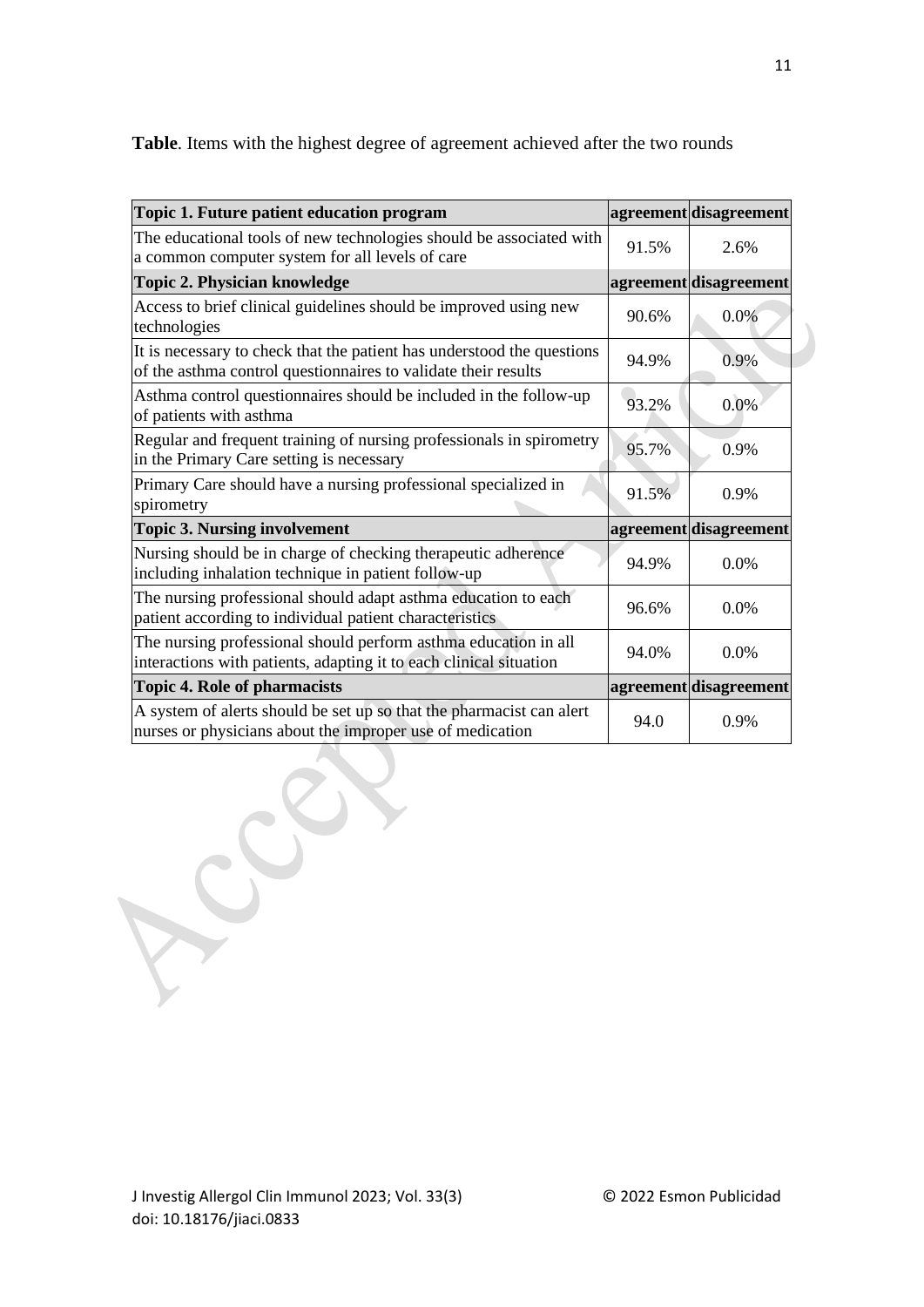**Table**. Items with the highest degree of agreement achieved after the two rounds

| Topic 1. Future patient education program | agreement | disagreement |
|---|---|---|
| The educational tools of new technologies should be associated with a common computer system for all levels of care | 91.5% | 2.6% |
| **Topic 2. Physician knowledge** | **agreement** | **disagreement** |
| Access to brief clinical guidelines should be improved using new technologies | 90.6% | 0.0% |
| It is necessary to check that the patient has understood the questions of the asthma control questionnaires to validate their results | 94.9% | 0.9% |
| Asthma control questionnaires should be included in the follow-up of patients with asthma | 93.2% | 0.0% |
| Regular and frequent training of nursing professionals in spirometry in the Primary Care setting is necessary | 95.7% | 0.9% |
| Primary Care should have a nursing professional specialized in spirometry | 91.5% | 0.9% |
| **Topic 3. Nursing involvement** | **agreement** | **disagreement** |
| Nursing should be in charge of checking therapeutic adherence including inhalation technique in patient follow-up | 94.9% | 0.0% |
| The nursing professional should adapt asthma education to each patient according to individual patient characteristics | 96.6% | 0.0% |
| The nursing professional should perform asthma education in all interactions with patients, adapting it to each clinical situation | 94.0% | 0.0% |
| **Topic 4. Role of pharmacists** | **agreement** | **disagreement** |
| A system of alerts should be set up so that the pharmacist can alert nurses or physicians about the improper use of medication | 94.0 | 0.9% |